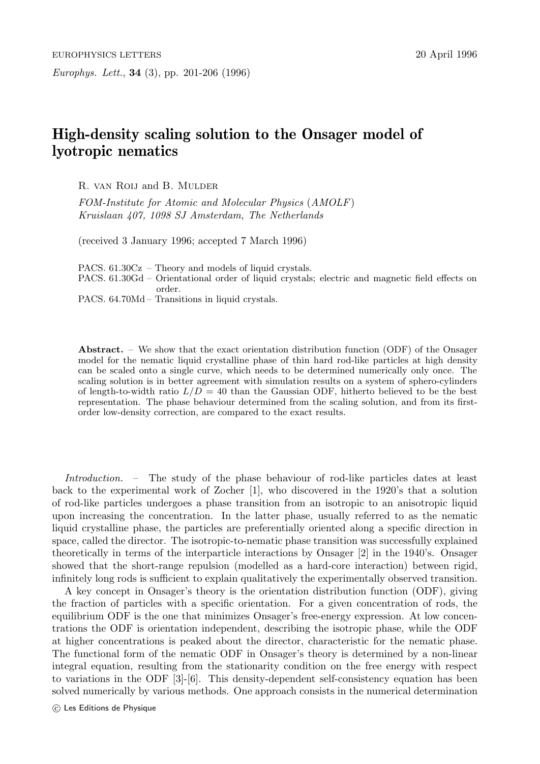# High-density scaling solution to the Onsager model of lyotropic nematics

R. van Roij and B. Mulder

*FOM-Institute for Atomic and Molecular Physics (AMOLF)*
*Kruislaan 407, 1098 SJ Amsterdam, The Netherlands*

(received 3 January 1996; accepted 7 March 1996)

PACS. 61.30Cz – Theory and models of liquid crystals.
PACS. 61.30Gd – Orientational order of liquid crystals; electric and magnetic field effects on order.
PACS. 64.70Md – Transitions in liquid crystals.

**Abstract.** – We show that the exact orientation distribution function (ODF) of the Onsager model for the nematic liquid crystalline phase of thin hard rod-like particles at high density can be scaled onto a single curve, which needs to be determined numerically only once. The scaling solution is in better agreement with simulation results on a system of sphero-cylinders of length-to-width ratio $L/D = 40$ than the Gaussian ODF, hitherto believed to be the best representation. The phase behaviour determined from the scaling solution, and from its first-order low-density correction, are compared to the exact results.

*Introduction.* – The study of the phase behaviour of rod-like particles dates at least back to the experimental work of Zocher [1], who discovered in the 1920's that a solution of rod-like particles undergoes a phase transition from an isotropic to an anisotropic liquid upon increasing the concentration. In the latter phase, usually referred to as the nematic liquid crystalline phase, the particles are preferentially oriented along a specific direction in space, called the director. The isotropic-to-nematic phase transition was successfully explained theoretically in terms of the interparticle interactions by Onsager [2] in the 1940's. Onsager showed that the short-range repulsion (modelled as a hard-core interaction) between rigid, infinitely long rods is sufficient to explain qualitatively the experimentally observed transition.

A key concept in Onsager's theory is the orientation distribution function (ODF), giving the fraction of particles with a specific orientation. For a given concentration of rods, the equilibrium ODF is the one that minimizes Onsager's free-energy expression. At low concentrations the ODF is orientation independent, describing the isotropic phase, while the ODF at higher concentrations is peaked about the director, characteristic for the nematic phase. The functional form of the nematic ODF in Onsager's theory is determined by a non-linear integral equation, resulting from the stationarity condition on the free energy with respect to variations in the ODF [3]-[6]. This density-dependent self-consistency equation has been solved numerically by various methods. One approach consists in the numerical determination

© Les Editions de Physique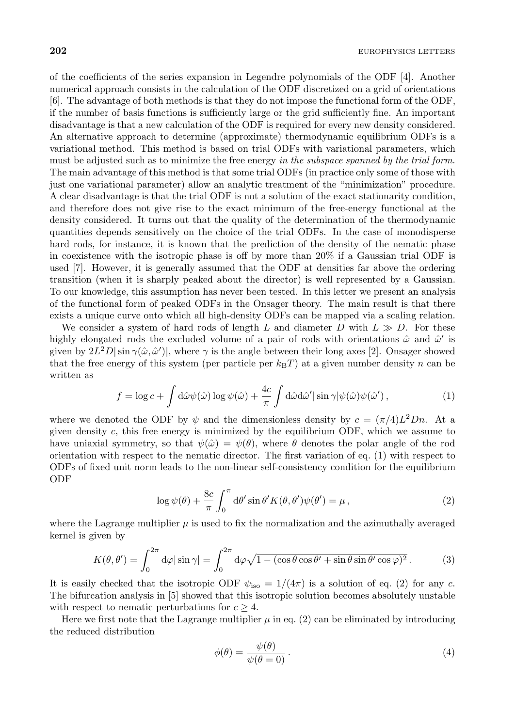of the coefficients of the series expansion in Legendre polynomials of the ODF [4]. Another numerical approach consists in the calculation of the ODF discretized on a grid of orientations [6]. The advantage of both methods is that they do not impose the functional form of the ODF, if the number of basis functions is sufficiently large or the grid sufficiently fine. An important disadvantage is that a new calculation of the ODF is required for every new density considered. An alternative approach to determine (approximate) thermodynamic equilibrium ODFs is a variational method. This method is based on trial ODFs with variational parameters, which must be adjusted such as to minimize the free energy *in the subspace spanned by the trial form.* The main advantage of this method is that some trial ODFs (in practice only some of those with just one variational parameter) allow an analytic treatment of the "minimization" procedure. A clear disadvantage is that the trial ODF is not a solution of the exact stationarity condition, and therefore does not give rise to the exact minimum of the free-energy functional at the density considered. It turns out that the quality of the determination of the thermodynamic quantities depends sensitively on the choice of the trial ODFs. In the case of monodisperse hard rods, for instance, it is known that the prediction of the density of the nematic phase in coexistence with the isotropic phase is off by more than 20% if a Gaussian trial ODF is used [7]. However, it is generally assumed that the ODF at densities far above the ordering transition (when it is sharply peaked about the director) is well represented by a Gaussian. To our knowledge, this assumption has never been tested. In this letter we present an analysis of the functional form of peaked ODFs in the Onsager theory. The main result is that there exists a unique curve onto which all high-density ODFs can be mapped via a scaling relation.

We consider a system of hard rods of length $L$ and diameter $D$ with $L \gg D$. For these highly elongated rods the excluded volume of a pair of rods with orientations $\hat{\omega}$ and $\hat{\omega}'$ is given by $2L^2D|\sin\gamma(\hat{\omega},\hat{\omega}')|$, where $\gamma$ is the angle between their long axes [2]. Onsager showed that the free energy of this system (per particle per $k_{\mathrm{B}}T$) at a given number density $n$ can be written as

$$f = \log c + \int \mathrm{d}\hat{\omega}\psi(\hat{\omega})\log\psi(\hat{\omega}) + \frac{4c}{\pi}\int \mathrm{d}\hat{\omega}\mathrm{d}\hat{\omega}'|\sin\gamma|\psi(\hat{\omega})\psi(\hat{\omega}'), \tag{1}$$

where we denoted the ODF by $\psi$ and the dimensionless density by $c = (\pi/4)L^2Dn$. At a given density $c$, this free energy is minimized by the equilibrium ODF, which we assume to have uniaxial symmetry, so that $\psi(\hat{\omega}) = \psi(\theta)$, where $\theta$ denotes the polar angle of the rod orientation with respect to the nematic director. The first variation of eq. (1) with respect to ODFs of fixed unit norm leads to the non-linear self-consistency condition for the equilibrium ODF

$$\log\psi(\theta) + \frac{8c}{\pi}\int_0^\pi \mathrm{d}\theta'\sin\theta' K(\theta,\theta')\psi(\theta') = \mu, \tag{2}$$

where the Lagrange multiplier $\mu$ is used to fix the normalization and the azimuthally averaged kernel is given by

$$K(\theta,\theta') = \int_0^{2\pi}\mathrm{d}\varphi|\sin\gamma| = \int_0^{2\pi}\mathrm{d}\varphi\sqrt{1-(\cos\theta\cos\theta' + \sin\theta\sin\theta'\cos\varphi)^2}. \tag{3}$$

It is easily checked that the isotropic ODF $\psi_{\mathrm{iso}} = 1/(4\pi)$ is a solution of eq. (2) for any $c$. The bifurcation analysis in [5] showed that this isotropic solution becomes absolutely unstable with respect to nematic perturbations for $c \geq 4$.

Here we first note that the Lagrange multiplier $\mu$ in eq. (2) can be eliminated by introducing the reduced distribution

$$\phi(\theta) = \frac{\psi(\theta)}{\psi(\theta = 0)}. \tag{4}$$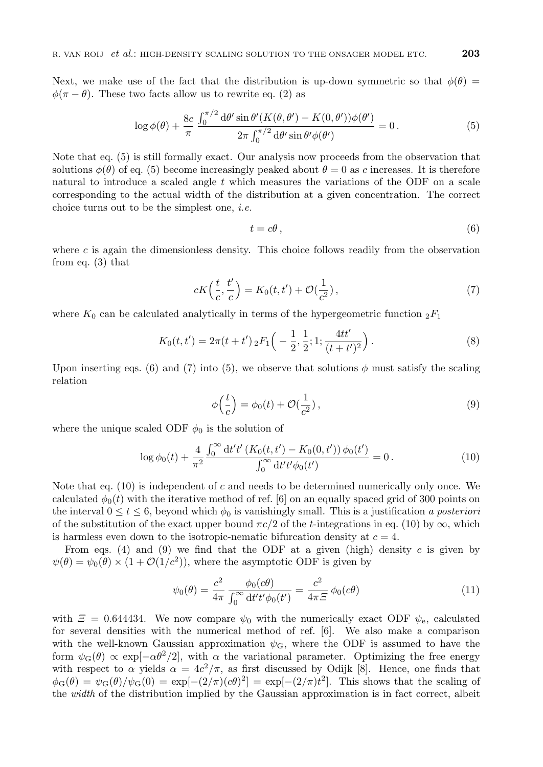Next, we make use of the fact that the distribution is up-down symmetric so that $\phi(\theta) = \phi(\pi - \theta)$. These two facts allow us to rewrite eq. (2) as

$$\log \phi(\theta) + \frac{8c}{\pi} \frac{\int_0^{\pi/2} \mathrm{d}\theta' \sin\theta' (K(\theta,\theta') - K(0,\theta'))\phi(\theta')}{2\pi \int_0^{\pi/2} \mathrm{d}\theta' \sin\theta' \phi(\theta')} = 0\,. \tag{5}$$

Note that eq. (5) is still formally exact. Our analysis now proceeds from the observation that solutions $\phi(\theta)$ of eq. (5) become increasingly peaked about $\theta = 0$ as $c$ increases. It is therefore natural to introduce a scaled angle $t$ which measures the variations of the ODF on a scale corresponding to the actual width of the distribution at a given concentration. The correct choice turns out to be the simplest one, *i.e.*

$$t = c\theta\,, \tag{6}$$

where $c$ is again the dimensionless density. This choice follows readily from the observation from eq. (3) that

$$cK\Big(\frac{t}{c}, \frac{t'}{c}\Big) = K_0(t,t') + \mathcal{O}(\frac{1}{c^2})\,, \tag{7}$$

where $K_0$ can be calculated analytically in terms of the hypergeometric function ${}_2F_1$

$$K_0(t,t') = 2\pi(t+t')\,{}_2F_1\Big(-\frac{1}{2}, \frac{1}{2}; 1; \frac{4tt'}{(t+t')^2}\Big)\,. \tag{8}$$

Upon inserting eqs. (6) and (7) into (5), we observe that solutions $\phi$ must satisfy the scaling relation

$$\phi\Big(\frac{t}{c}\Big) = \phi_0(t) + \mathcal{O}(\frac{1}{c^2})\,, \tag{9}$$

where the unique scaled ODF $\phi_0$ is the solution of

$$\log \phi_0(t) + \frac{4}{\pi^2} \frac{\int_0^\infty \mathrm{d}t' t' \left(K_0(t,t') - K_0(0,t')\right)\phi_0(t')}{\int_0^\infty \mathrm{d}t' t' \phi_0(t')} = 0\,. \tag{10}$$

Note that eq. (10) is independent of $c$ and needs to be determined numerically only once. We calculated $\phi_0(t)$ with the iterative method of ref. [6] on an equally spaced grid of 300 points on the interval $0 \le t \le 6$, beyond which $\phi_0$ is vanishingly small. This is a justification *a posteriori* of the substitution of the exact upper bound $\pi c/2$ of the $t$-integrations in eq. (10) by $\infty$, which is harmless even down to the isotropic-nematic bifurcation density at $c = 4$.

From eqs. (4) and (9) we find that the ODF at a given (high) density $c$ is given by $\psi(\theta) = \psi_0(\theta) \times (1 + \mathcal{O}(1/c^2))$, where the asymptotic ODF is given by

$$\psi_0(\theta) = \frac{c^2}{4\pi} \frac{\phi_0(c\theta)}{\int_0^\infty \mathrm{d}t' t' \phi_0(t')} = \frac{c^2}{4\pi \Xi}\,\phi_0(c\theta) \tag{11}$$

with $\Xi = 0.644434$. We now compare $\psi_0$ with the numerically exact ODF $\psi_\mathrm{e}$, calculated for several densities with the numerical method of ref. [6]. We also make a comparison with the well-known Gaussian approximation $\psi_\mathrm{G}$, where the ODF is assumed to have the form $\psi_\mathrm{G}(\theta) \propto \exp[-\alpha\theta^2/2]$, with $\alpha$ the variational parameter. Optimizing the free energy with respect to $\alpha$ yields $\alpha = 4c^2/\pi$, as first discussed by Odijk [8]. Hence, one finds that $\phi_\mathrm{G}(\theta) = \psi_\mathrm{G}(\theta)/\psi_\mathrm{G}(0) = \exp[-(2/\pi)(c\theta)^2] = \exp[-(2/\pi)t^2]$. This shows that the scaling of the *width* of the distribution implied by the Gaussian approximation is in fact correct, albeit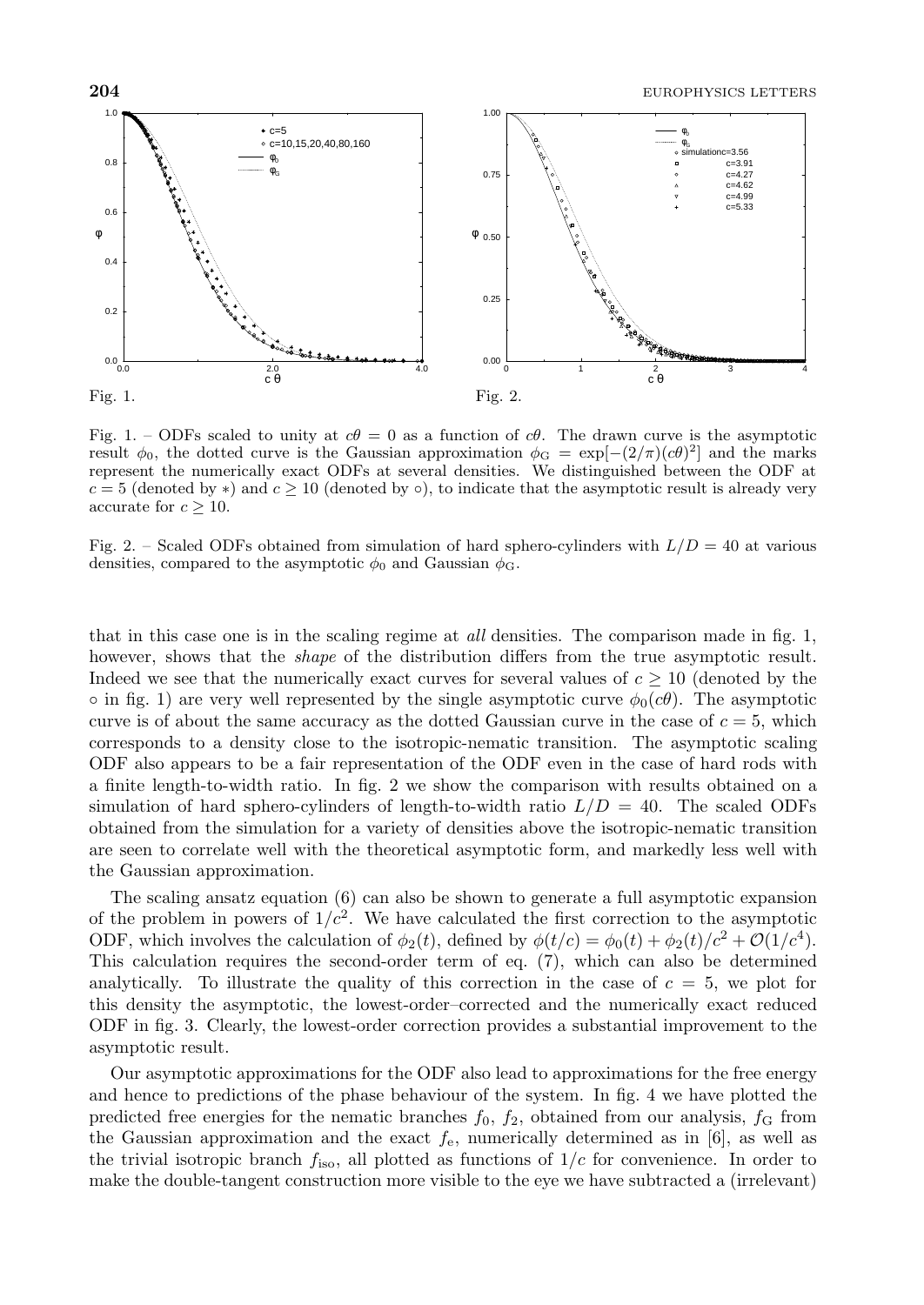Fig. 1.

Fig. 2.

Fig. 1. – ODFs scaled to unity at $c\theta = 0$ as a function of $c\theta$. The drawn curve is the asymptotic result $\phi_0$, the dotted curve is the Gaussian approximation $\phi_G = \exp[-(2/\pi)(c\theta)^2]$ and the marks represent the numerically exact ODFs at several densities. We distinguished between the ODF at $c = 5$ (denoted by $*$) and $c \geq 10$ (denoted by $\circ$), to indicate that the asymptotic result is already very accurate for $c \geq 10$.

Fig. 2. – Scaled ODFs obtained from simulation of hard sphero-cylinders with $L/D = 40$ at various densities, compared to the asymptotic $\phi_0$ and Gaussian $\phi_G$.

that in this case one is in the scaling regime at *all* densities. The comparison made in fig. 1, however, shows that the *shape* of the distribution differs from the true asymptotic result. Indeed we see that the numerically exact curves for several values of $c \geq 10$ (denoted by the $\circ$ in fig. 1) are very well represented by the single asymptotic curve $\phi_0(c\theta)$. The asymptotic curve is of about the same accuracy as the dotted Gaussian curve in the case of $c = 5$, which corresponds to a density close to the isotropic-nematic transition. The asymptotic scaling ODF also appears to be a fair representation of the ODF even in the case of hard rods with a finite length-to-width ratio. In fig. 2 we show the comparison with results obtained on a simulation of hard sphero-cylinders of length-to-width ratio $L/D = 40$. The scaled ODFs obtained from the simulation for a variety of densities above the isotropic-nematic transition are seen to correlate well with the theoretical asymptotic form, and markedly less well with the Gaussian approximation.

The scaling ansatz equation (6) can also be shown to generate a full asymptotic expansion of the problem in powers of $1/c^2$. We have calculated the first correction to the asymptotic ODF, which involves the calculation of $\phi_2(t)$, defined by $\phi(t/c) = \phi_0(t) + \phi_2(t)/c^2 + \mathcal{O}(1/c^4)$. This calculation requires the second-order term of eq. (7), which can also be determined analytically. To illustrate the quality of this correction in the case of $c = 5$, we plot for this density the asymptotic, the lowest-order–corrected and the numerically exact reduced ODF in fig. 3. Clearly, the lowest-order correction provides a substantial improvement to the asymptotic result.

Our asymptotic approximations for the ODF also lead to approximations for the free energy and hence to predictions of the phase behaviour of the system. In fig. 4 we have plotted the predicted free energies for the nematic branches $f_0$, $f_2$, obtained from our analysis, $f_G$ from the Gaussian approximation and the exact $f_e$, numerically determined as in [6], as well as the trivial isotropic branch $f_{iso}$, all plotted as functions of $1/c$ for convenience. In order to make the double-tangent construction more visible to the eye we have subtracted a (irrelevant)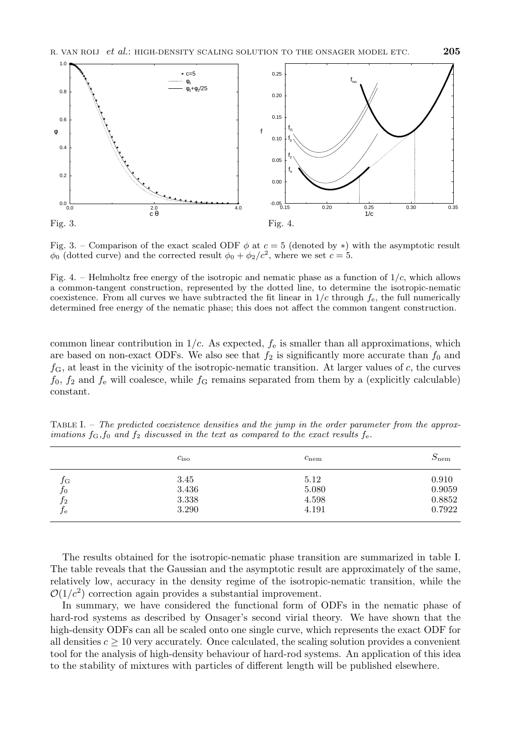Fig. 3.

Fig. 4.

Fig. 3. – Comparison of the exact scaled ODF $\phi$ at $c = 5$ (denoted by $*$) with the asymptotic result $\phi_0$ (dotted curve) and the corrected result $\phi_0 + \phi_2/c^2$, where we set $c = 5$.

Fig. 4. – Helmholtz free energy of the isotropic and nematic phase as a function of $1/c$, which allows a common-tangent construction, represented by the dotted line, to determine the isotropic-nematic coexistence. From all curves we have subtracted the fit linear in $1/c$ through $f_e$, the full numerically determined free energy of the nematic phase; this does not affect the common tangent construction.

common linear contribution in $1/c$. As expected, $f_e$ is smaller than all approximations, which are based on non-exact ODFs. We also see that $f_2$ is significantly more accurate than $f_0$ and $f_G$, at least in the vicinity of the isotropic-nematic transition. At larger values of $c$, the curves $f_0$, $f_2$ and $f_e$ will coalesce, while $f_G$ remains separated from them by a (explicitly calculable) constant.

Table I. – *The predicted coexistence densities and the jump in the order parameter from the approximations $f_G$, $f_0$ and $f_2$ discussed in the text as compared to the exact results $f_e$.*

| | $c_{iso}$ | $c_{nem}$ | $S_{nem}$ |
|---|---|---|---|
| $f_G$ | 3.45 | 5.12 | 0.910 |
| $f_0$ | 3.436 | 5.080 | 0.9059 |
| $f_2$ | 3.338 | 4.598 | 0.8852 |
| $f_e$ | 3.290 | 4.191 | 0.7922 |

The results obtained for the isotropic-nematic phase transition are summarized in table I. The table reveals that the Gaussian and the asymptotic result are approximately of the same, relatively low, accuracy in the density regime of the isotropic-nematic transition, while the $\mathcal{O}(1/c^2)$ correction again provides a substantial improvement.

In summary, we have considered the functional form of ODFs in the nematic phase of hard-rod systems as described by Onsager's second virial theory. We have shown that the high-density ODFs can all be scaled onto one single curve, which represents the exact ODF for all densities $c \geq 10$ very accurately. Once calculated, the scaling solution provides a convenient tool for the analysis of high-density behaviour of hard-rod systems. An application of this idea to the stability of mixtures with particles of different length will be published elsewhere.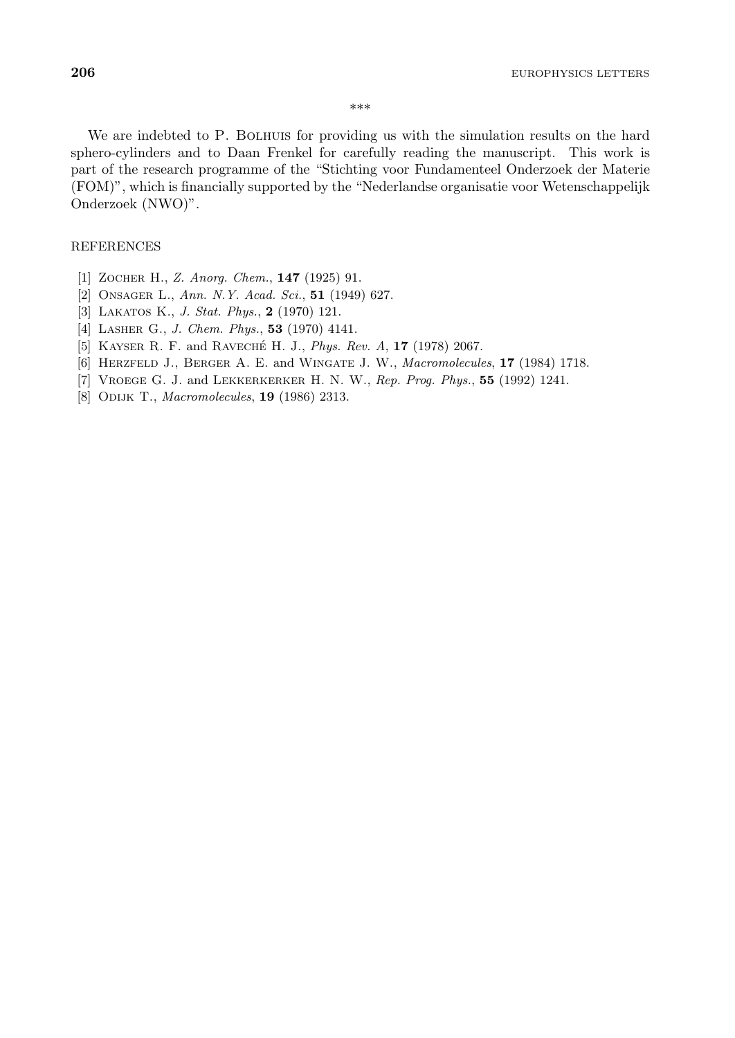\*\*\*

We are indebted to P. Bolhuis for providing us with the simulation results on the hard sphero-cylinders and to Daan Frenkel for carefully reading the manuscript. This work is part of the research programme of the "Stichting voor Fundamenteel Onderzoek der Materie (FOM)", which is financially supported by the "Nederlandse organisatie voor Wetenschappelijk Onderzoek (NWO)".

## REFERENCES

[1] Zocher H., *Z. Anorg. Chem.*, **147** (1925) 91.

[2] Onsager L., *Ann. N.Y. Acad. Sci.*, **51** (1949) 627.

[3] Lakatos K., *J. Stat. Phys.*, **2** (1970) 121.

[4] Lasher G., *J. Chem. Phys.*, **53** (1970) 4141.

[5] Kayser R. F. and Ravesché H. J., *Phys. Rev. A*, **17** (1978) 2067.

[6] Herzfeld J., Berger A. E. and Wingate J. W., *Macromolecules*, **17** (1984) 1718.

[7] Vroege G. J. and Lekkerkerker H. N. W., *Rep. Prog. Phys.*, **55** (1992) 1241.

[8] Odijk T., *Macromolecules*, **19** (1986) 2313.